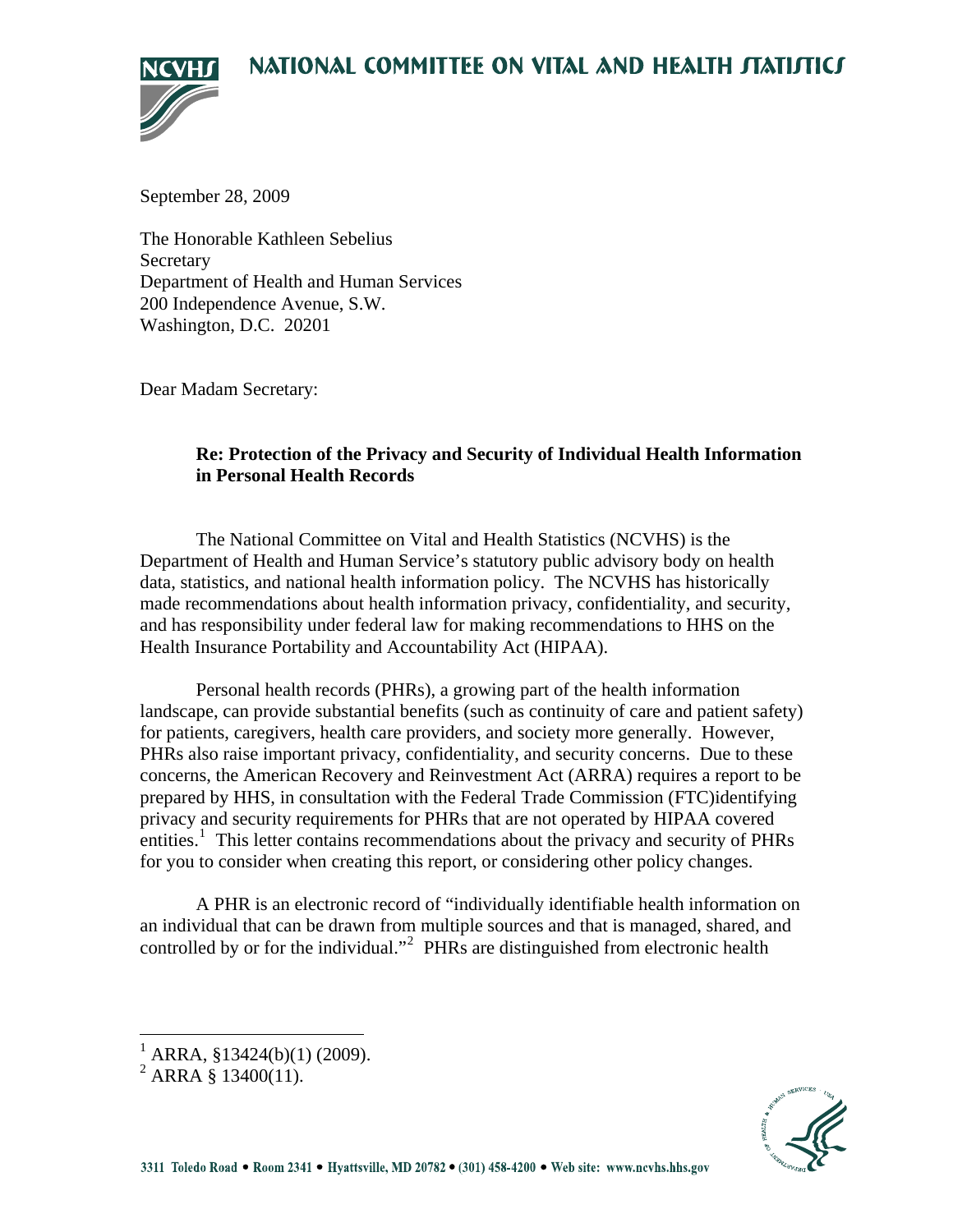# NATIONAL COMMITTEE ON VITAL AND HEALTH STATISTICS

September 28, 2009

The Honorable Kathleen Sebelius
Secretary
Department of Health and Human Services
200 Independence Avenue, S.W.
Washington, D.C. 20201

Dear Madam Secretary:

**Re: Protection of the Privacy and Security of Individual Health Information in Personal Health Records**

The National Committee on Vital and Health Statistics (NCVHS) is the Department of Health and Human Service's statutory public advisory body on health data, statistics, and national health information policy. The NCVHS has historically made recommendations about health information privacy, confidentiality, and security, and has responsibility under federal law for making recommendations to HHS on the Health Insurance Portability and Accountability Act (HIPAA).

Personal health records (PHRs), a growing part of the health information landscape, can provide substantial benefits (such as continuity of care and patient safety) for patients, caregivers, health care providers, and society more generally. However, PHRs also raise important privacy, confidentiality, and security concerns. Due to these concerns, the American Recovery and Reinvestment Act (ARRA) requires a report to be prepared by HHS, in consultation with the Federal Trade Commission (FTC)identifying privacy and security requirements for PHRs that are not operated by HIPAA covered entities.[1] This letter contains recommendations about the privacy and security of PHRs for you to consider when creating this report, or considering other policy changes.

A PHR is an electronic record of "individually identifiable health information on an individual that can be drawn from multiple sources and that is managed, shared, and controlled by or for the individual."[2] PHRs are distinguished from electronic health

[1] ARRA, §13424(b)(1) (2009).
[2] ARRA § 13400(11).

3311 Toledo Road • Room 2341 • Hyattsville, MD 20782 • (301) 458-4200 • Web site: www.ncvhs.hhs.gov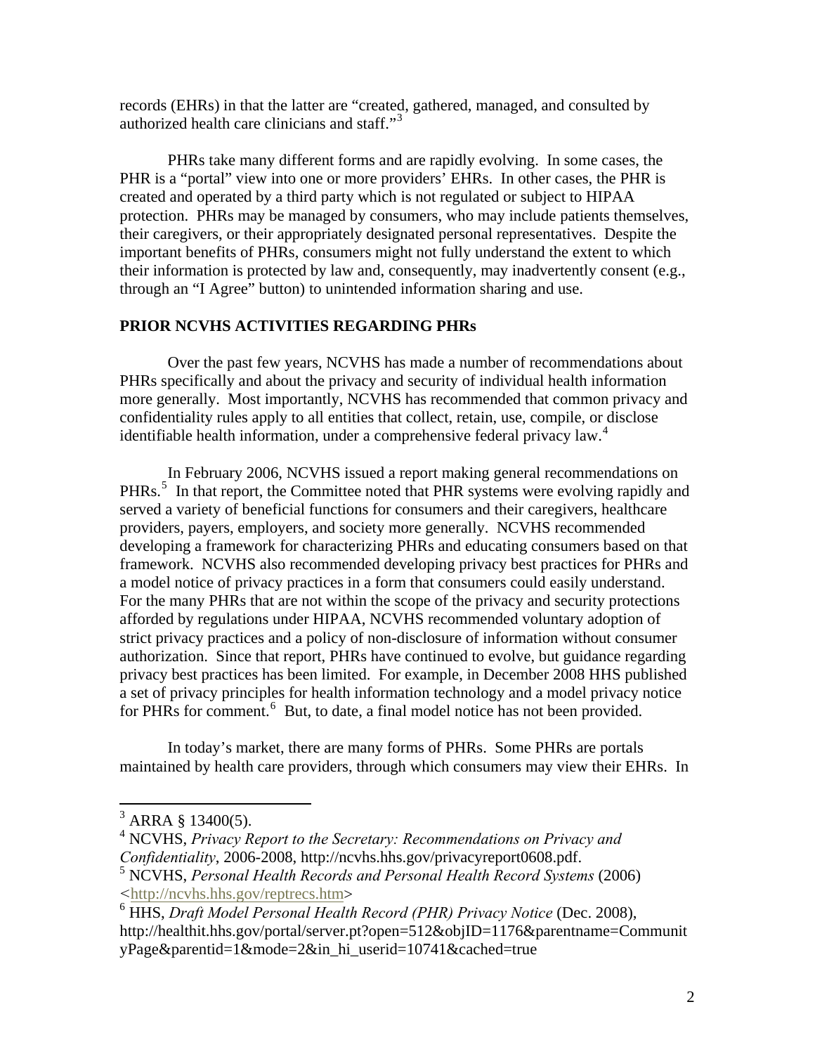records (EHRs) in that the latter are "created, gathered, managed, and consulted by authorized health care clinicians and staff."[3]

PHRs take many different forms and are rapidly evolving. In some cases, the PHR is a "portal" view into one or more providers' EHRs. In other cases, the PHR is created and operated by a third party which is not regulated or subject to HIPAA protection. PHRs may be managed by consumers, who may include patients themselves, their caregivers, or their appropriately designated personal representatives. Despite the important benefits of PHRs, consumers might not fully understand the extent to which their information is protected by law and, consequently, may inadvertently consent (e.g., through an "I Agree" button) to unintended information sharing and use.

## PRIOR NCVHS ACTIVITIES REGARDING PHRs

Over the past few years, NCVHS has made a number of recommendations about PHRs specifically and about the privacy and security of individual health information more generally. Most importantly, NCVHS has recommended that common privacy and confidentiality rules apply to all entities that collect, retain, use, compile, or disclose identifiable health information, under a comprehensive federal privacy law.[4]

In February 2006, NCVHS issued a report making general recommendations on PHRs.[5] In that report, the Committee noted that PHR systems were evolving rapidly and served a variety of beneficial functions for consumers and their caregivers, healthcare providers, payers, employers, and society more generally. NCVHS recommended developing a framework for characterizing PHRs and educating consumers based on that framework. NCVHS also recommended developing privacy best practices for PHRs and a model notice of privacy practices in a form that consumers could easily understand. For the many PHRs that are not within the scope of the privacy and security protections afforded by regulations under HIPAA, NCVHS recommended voluntary adoption of strict privacy practices and a policy of non-disclosure of information without consumer authorization. Since that report, PHRs have continued to evolve, but guidance regarding privacy best practices has been limited. For example, in December 2008 HHS published a set of privacy principles for health information technology and a model privacy notice for PHRs for comment.[6] But, to date, a final model notice has not been provided.

In today's market, there are many forms of PHRs. Some PHRs are portals maintained by health care providers, through which consumers may view their EHRs. In

---

[3] ARRA § 13400(5).

[4] NCVHS, *Privacy Report to the Secretary: Recommendations on Privacy and Confidentiality*, 2006-2008, http://ncvhs.hhs.gov/privacyreport0608.pdf.

[5] NCVHS, *Personal Health Records and Personal Health Record Systems* (2006) <http://ncvhs.hhs.gov/reptrecs.htm>

[6] HHS, *Draft Model Personal Health Record (PHR) Privacy Notice* (Dec. 2008), http://healthit.hhs.gov/portal/server.pt?open=512&objID=1176&parentname=CommunityPage&parentid=1&mode=2&in_hi_userid=10741&cached=true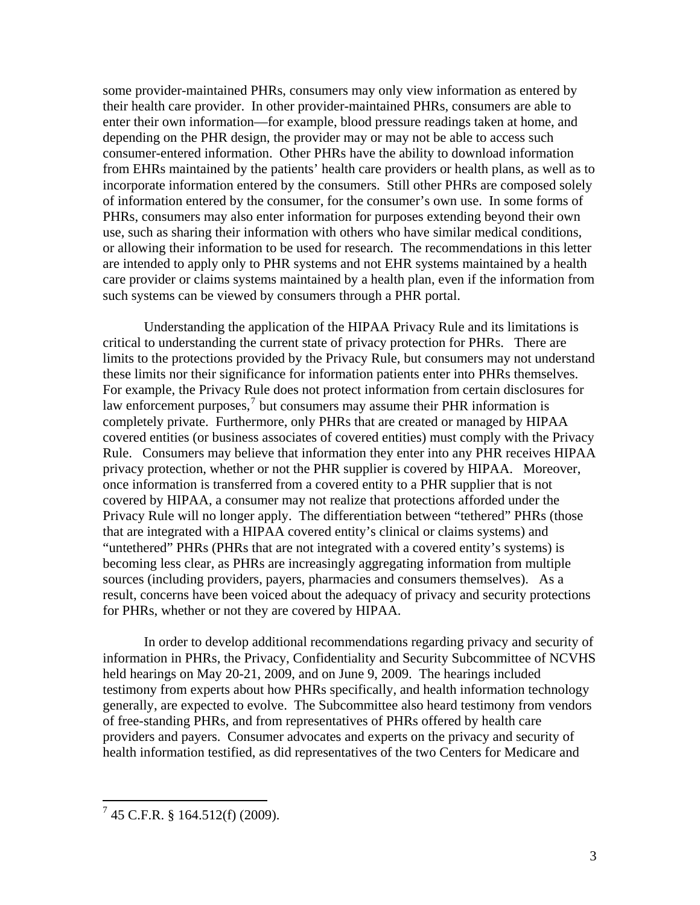some provider-maintained PHRs, consumers may only view information as entered by their health care provider. In other provider-maintained PHRs, consumers are able to enter their own information—for example, blood pressure readings taken at home, and depending on the PHR design, the provider may or may not be able to access such consumer-entered information. Other PHRs have the ability to download information from EHRs maintained by the patients' health care providers or health plans, as well as to incorporate information entered by the consumers. Still other PHRs are composed solely of information entered by the consumer, for the consumer's own use. In some forms of PHRs, consumers may also enter information for purposes extending beyond their own use, such as sharing their information with others who have similar medical conditions, or allowing their information to be used for research. The recommendations in this letter are intended to apply only to PHR systems and not EHR systems maintained by a health care provider or claims systems maintained by a health plan, even if the information from such systems can be viewed by consumers through a PHR portal.

Understanding the application of the HIPAA Privacy Rule and its limitations is critical to understanding the current state of privacy protection for PHRs. There are limits to the protections provided by the Privacy Rule, but consumers may not understand these limits nor their significance for information patients enter into PHRs themselves. For example, the Privacy Rule does not protect information from certain disclosures for law enforcement purposes,[7] but consumers may assume their PHR information is completely private. Furthermore, only PHRs that are created or managed by HIPAA covered entities (or business associates of covered entities) must comply with the Privacy Rule. Consumers may believe that information they enter into any PHR receives HIPAA privacy protection, whether or not the PHR supplier is covered by HIPAA. Moreover, once information is transferred from a covered entity to a PHR supplier that is not covered by HIPAA, a consumer may not realize that protections afforded under the Privacy Rule will no longer apply. The differentiation between "tethered" PHRs (those that are integrated with a HIPAA covered entity's clinical or claims systems) and "untethered" PHRs (PHRs that are not integrated with a covered entity's systems) is becoming less clear, as PHRs are increasingly aggregating information from multiple sources (including providers, payers, pharmacies and consumers themselves). As a result, concerns have been voiced about the adequacy of privacy and security protections for PHRs, whether or not they are covered by HIPAA.

In order to develop additional recommendations regarding privacy and security of information in PHRs, the Privacy, Confidentiality and Security Subcommittee of NCVHS held hearings on May 20-21, 2009, and on June 9, 2009. The hearings included testimony from experts about how PHRs specifically, and health information technology generally, are expected to evolve. The Subcommittee also heard testimony from vendors of free-standing PHRs, and from representatives of PHRs offered by health care providers and payers. Consumer advocates and experts on the privacy and security of health information testified, as did representatives of the two Centers for Medicare and

[7] 45 C.F.R. § 164.512(f) (2009).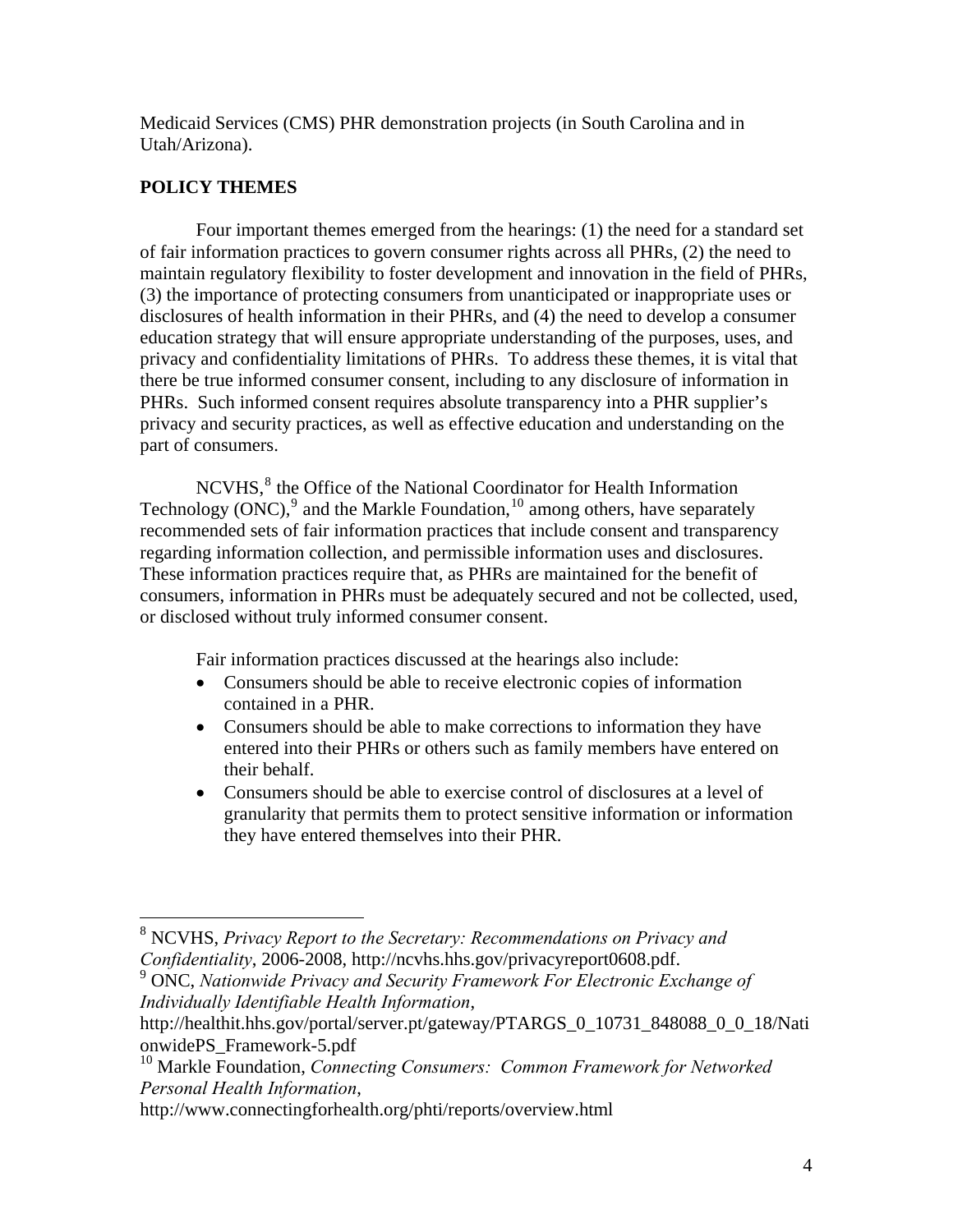Medicaid Services (CMS) PHR demonstration projects (in South Carolina and in Utah/Arizona).

## POLICY THEMES

Four important themes emerged from the hearings: (1) the need for a standard set of fair information practices to govern consumer rights across all PHRs, (2) the need to maintain regulatory flexibility to foster development and innovation in the field of PHRs, (3) the importance of protecting consumers from unanticipated or inappropriate uses or disclosures of health information in their PHRs, and (4) the need to develop a consumer education strategy that will ensure appropriate understanding of the purposes, uses, and privacy and confidentiality limitations of PHRs. To address these themes, it is vital that there be true informed consumer consent, including to any disclosure of information in PHRs. Such informed consent requires absolute transparency into a PHR supplier's privacy and security practices, as well as effective education and understanding on the part of consumers.

NCVHS,[8] the Office of the National Coordinator for Health Information Technology (ONC),[9] and the Markle Foundation,[10] among others, have separately recommended sets of fair information practices that include consent and transparency regarding information collection, and permissible information uses and disclosures. These information practices require that, as PHRs are maintained for the benefit of consumers, information in PHRs must be adequately secured and not be collected, used, or disclosed without truly informed consumer consent.

Fair information practices discussed at the hearings also include:

- Consumers should be able to receive electronic copies of information contained in a PHR.
- Consumers should be able to make corrections to information they have entered into their PHRs or others such as family members have entered on their behalf.
- Consumers should be able to exercise control of disclosures at a level of granularity that permits them to protect sensitive information or information they have entered themselves into their PHR.

---

[8] NCVHS, *Privacy Report to the Secretary: Recommendations on Privacy and Confidentiality*, 2006-2008, http://ncvhs.hhs.gov/privacyreport0608.pdf.

[9] ONC, *Nationwide Privacy and Security Framework For Electronic Exchange of Individually Identifiable Health Information*, http://healthit.hhs.gov/portal/server.pt/gateway/PTARGS_0_10731_848088_0_0_18/NationwidePS_Framework-5.pdf

[10] Markle Foundation, *Connecting Consumers: Common Framework for Networked Personal Health Information*, http://www.connectingforhealth.org/phti/reports/overview.html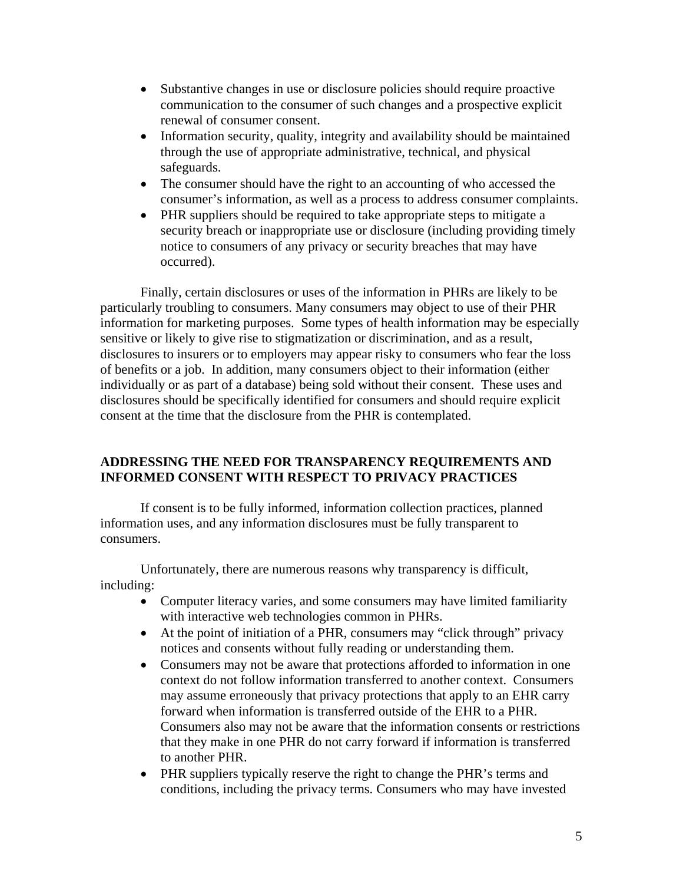- Substantive changes in use or disclosure policies should require proactive communication to the consumer of such changes and a prospective explicit renewal of consumer consent.
- Information security, quality, integrity and availability should be maintained through the use of appropriate administrative, technical, and physical safeguards.
- The consumer should have the right to an accounting of who accessed the consumer's information, as well as a process to address consumer complaints.
- PHR suppliers should be required to take appropriate steps to mitigate a security breach or inappropriate use or disclosure (including providing timely notice to consumers of any privacy or security breaches that may have occurred).

Finally, certain disclosures or uses of the information in PHRs are likely to be particularly troubling to consumers. Many consumers may object to use of their PHR information for marketing purposes. Some types of health information may be especially sensitive or likely to give rise to stigmatization or discrimination, and as a result, disclosures to insurers or to employers may appear risky to consumers who fear the loss of benefits or a job. In addition, many consumers object to their information (either individually or as part of a database) being sold without their consent. These uses and disclosures should be specifically identified for consumers and should require explicit consent at the time that the disclosure from the PHR is contemplated.

## ADDRESSING THE NEED FOR TRANSPARENCY REQUIREMENTS AND INFORMED CONSENT WITH RESPECT TO PRIVACY PRACTICES

If consent is to be fully informed, information collection practices, planned information uses, and any information disclosures must be fully transparent to consumers.

Unfortunately, there are numerous reasons why transparency is difficult, including:

- Computer literacy varies, and some consumers may have limited familiarity with interactive web technologies common in PHRs.
- At the point of initiation of a PHR, consumers may "click through" privacy notices and consents without fully reading or understanding them.
- Consumers may not be aware that protections afforded to information in one context do not follow information transferred to another context. Consumers may assume erroneously that privacy protections that apply to an EHR carry forward when information is transferred outside of the EHR to a PHR. Consumers also may not be aware that the information consents or restrictions that they make in one PHR do not carry forward if information is transferred to another PHR.
- PHR suppliers typically reserve the right to change the PHR's terms and conditions, including the privacy terms. Consumers who may have invested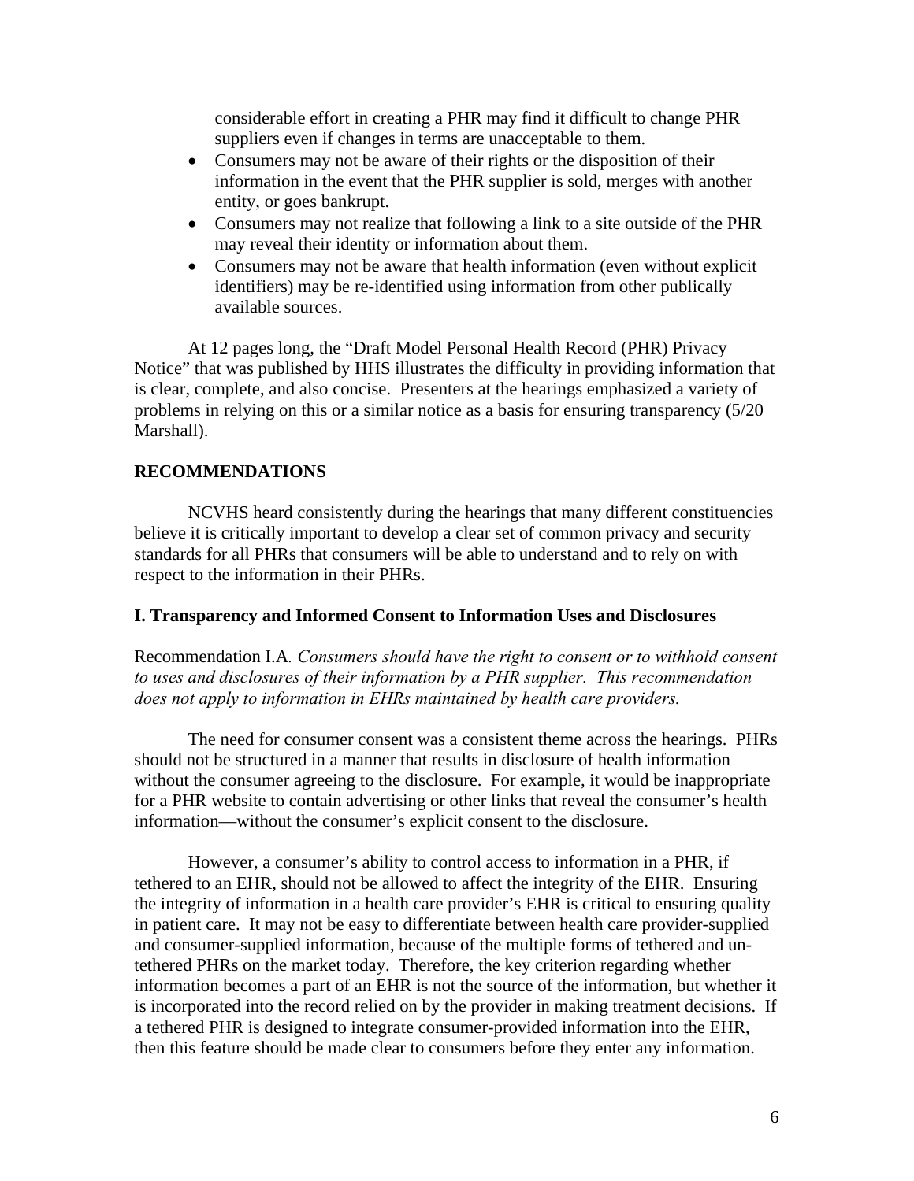considerable effort in creating a PHR may find it difficult to change PHR suppliers even if changes in terms are unacceptable to them.

- Consumers may not be aware of their rights or the disposition of their information in the event that the PHR supplier is sold, merges with another entity, or goes bankrupt.
- Consumers may not realize that following a link to a site outside of the PHR may reveal their identity or information about them.
- Consumers may not be aware that health information (even without explicit identifiers) may be re-identified using information from other publically available sources.

At 12 pages long, the "Draft Model Personal Health Record (PHR) Privacy Notice" that was published by HHS illustrates the difficulty in providing information that is clear, complete, and also concise. Presenters at the hearings emphasized a variety of problems in relying on this or a similar notice as a basis for ensuring transparency (5/20 Marshall).

## RECOMMENDATIONS

NCVHS heard consistently during the hearings that many different constituencies believe it is critically important to develop a clear set of common privacy and security standards for all PHRs that consumers will be able to understand and to rely on with respect to the information in their PHRs.

### I. Transparency and Informed Consent to Information Uses and Disclosures

Recommendation I.A. *Consumers should have the right to consent or to withhold consent to uses and disclosures of their information by a PHR supplier. This recommendation does not apply to information in EHRs maintained by health care providers.*

The need for consumer consent was a consistent theme across the hearings. PHRs should not be structured in a manner that results in disclosure of health information without the consumer agreeing to the disclosure. For example, it would be inappropriate for a PHR website to contain advertising or other links that reveal the consumer's health information—without the consumer's explicit consent to the disclosure.

However, a consumer's ability to control access to information in a PHR, if tethered to an EHR, should not be allowed to affect the integrity of the EHR. Ensuring the integrity of information in a health care provider's EHR is critical to ensuring quality in patient care. It may not be easy to differentiate between health care provider-supplied and consumer-supplied information, because of the multiple forms of tethered and un-tethered PHRs on the market today. Therefore, the key criterion regarding whether information becomes a part of an EHR is not the source of the information, but whether it is incorporated into the record relied on by the provider in making treatment decisions. If a tethered PHR is designed to integrate consumer-provided information into the EHR, then this feature should be made clear to consumers before they enter any information.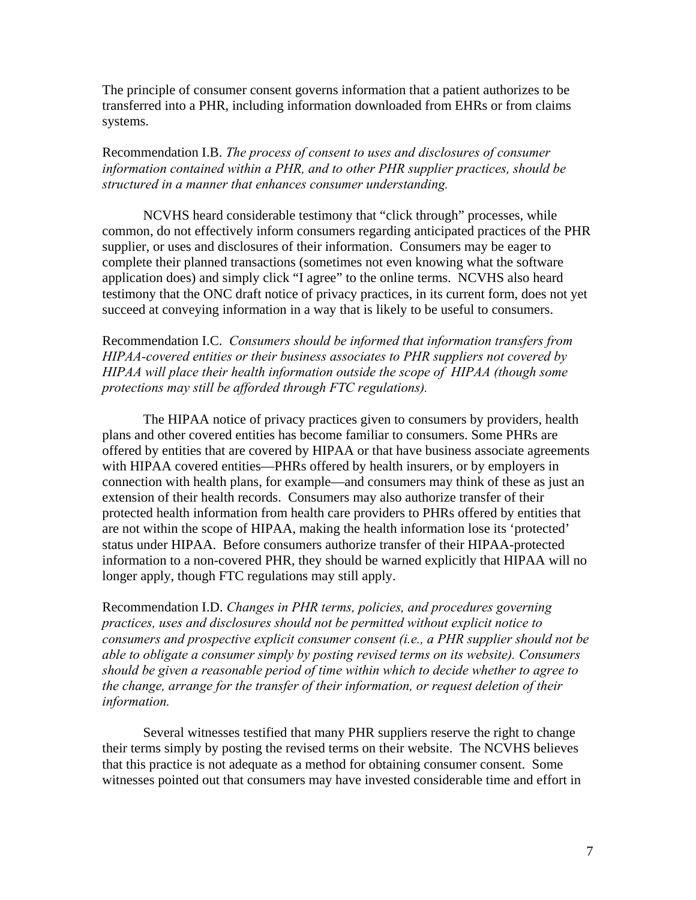The principle of consumer consent governs information that a patient authorizes to be transferred into a PHR, including information downloaded from EHRs or from claims systems.

Recommendation I.B. *The process of consent to uses and disclosures of consumer information contained within a PHR, and to other PHR supplier practices, should be structured in a manner that enhances consumer understanding.*

NCVHS heard considerable testimony that "click through" processes, while common, do not effectively inform consumers regarding anticipated practices of the PHR supplier, or uses and disclosures of their information. Consumers may be eager to complete their planned transactions (sometimes not even knowing what the software application does) and simply click "I agree" to the online terms. NCVHS also heard testimony that the ONC draft notice of privacy practices, in its current form, does not yet succeed at conveying information in a way that is likely to be useful to consumers.

Recommendation I.C. *Consumers should be informed that information transfers from HIPAA-covered entities or their business associates to PHR suppliers not covered by HIPAA will place their health information outside the scope of HIPAA (though some protections may still be afforded through FTC regulations).*

The HIPAA notice of privacy practices given to consumers by providers, health plans and other covered entities has become familiar to consumers. Some PHRs are offered by entities that are covered by HIPAA or that have business associate agreements with HIPAA covered entities—PHRs offered by health insurers, or by employers in connection with health plans, for example—and consumers may think of these as just an extension of their health records. Consumers may also authorize transfer of their protected health information from health care providers to PHRs offered by entities that are not within the scope of HIPAA, making the health information lose its 'protected' status under HIPAA. Before consumers authorize transfer of their HIPAA-protected information to a non-covered PHR, they should be warned explicitly that HIPAA will no longer apply, though FTC regulations may still apply.

Recommendation I.D. *Changes in PHR terms, policies, and procedures governing practices, uses and disclosures should not be permitted without explicit notice to consumers and prospective explicit consumer consent (i.e., a PHR supplier should not be able to obligate a consumer simply by posting revised terms on its website). Consumers should be given a reasonable period of time within which to decide whether to agree to the change, arrange for the transfer of their information, or request deletion of their information.*

Several witnesses testified that many PHR suppliers reserve the right to change their terms simply by posting the revised terms on their website. The NCVHS believes that this practice is not adequate as a method for obtaining consumer consent. Some witnesses pointed out that consumers may have invested considerable time and effort in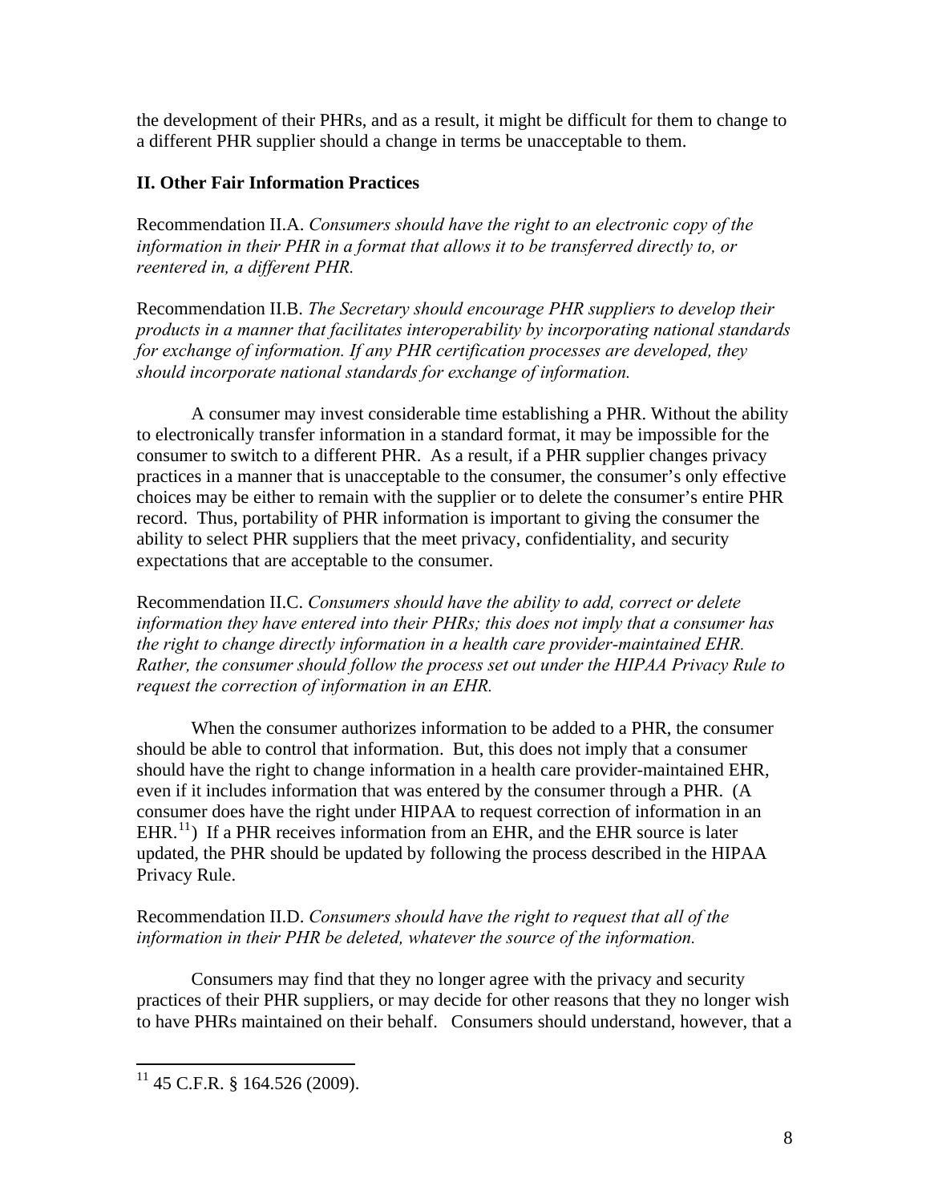the development of their PHRs, and as a result, it might be difficult for them to change to a different PHR supplier should a change in terms be unacceptable to them.

## II. Other Fair Information Practices

Recommendation II.A. *Consumers should have the right to an electronic copy of the information in their PHR in a format that allows it to be transferred directly to, or reentered in, a different PHR.*

Recommendation II.B. *The Secretary should encourage PHR suppliers to develop their products in a manner that facilitates interoperability by incorporating national standards for exchange of information. If any PHR certification processes are developed, they should incorporate national standards for exchange of information.*

A consumer may invest considerable time establishing a PHR. Without the ability to electronically transfer information in a standard format, it may be impossible for the consumer to switch to a different PHR. As a result, if a PHR supplier changes privacy practices in a manner that is unacceptable to the consumer, the consumer's only effective choices may be either to remain with the supplier or to delete the consumer's entire PHR record. Thus, portability of PHR information is important to giving the consumer the ability to select PHR suppliers that the meet privacy, confidentiality, and security expectations that are acceptable to the consumer.

Recommendation II.C. *Consumers should have the ability to add, correct or delete information they have entered into their PHRs; this does not imply that a consumer has the right to change directly information in a health care provider-maintained EHR. Rather, the consumer should follow the process set out under the HIPAA Privacy Rule to request the correction of information in an EHR.*

When the consumer authorizes information to be added to a PHR, the consumer should be able to control that information. But, this does not imply that a consumer should have the right to change information in a health care provider-maintained EHR, even if it includes information that was entered by the consumer through a PHR. (A consumer does have the right under HIPAA to request correction of information in an EHR.[11]) If a PHR receives information from an EHR, and the EHR source is later updated, the PHR should be updated by following the process described in the HIPAA Privacy Rule.

Recommendation II.D. *Consumers should have the right to request that all of the information in their PHR be deleted, whatever the source of the information.*

Consumers may find that they no longer agree with the privacy and security practices of their PHR suppliers, or may decide for other reasons that they no longer wish to have PHRs maintained on their behalf. Consumers should understand, however, that a

[11] 45 C.F.R. § 164.526 (2009).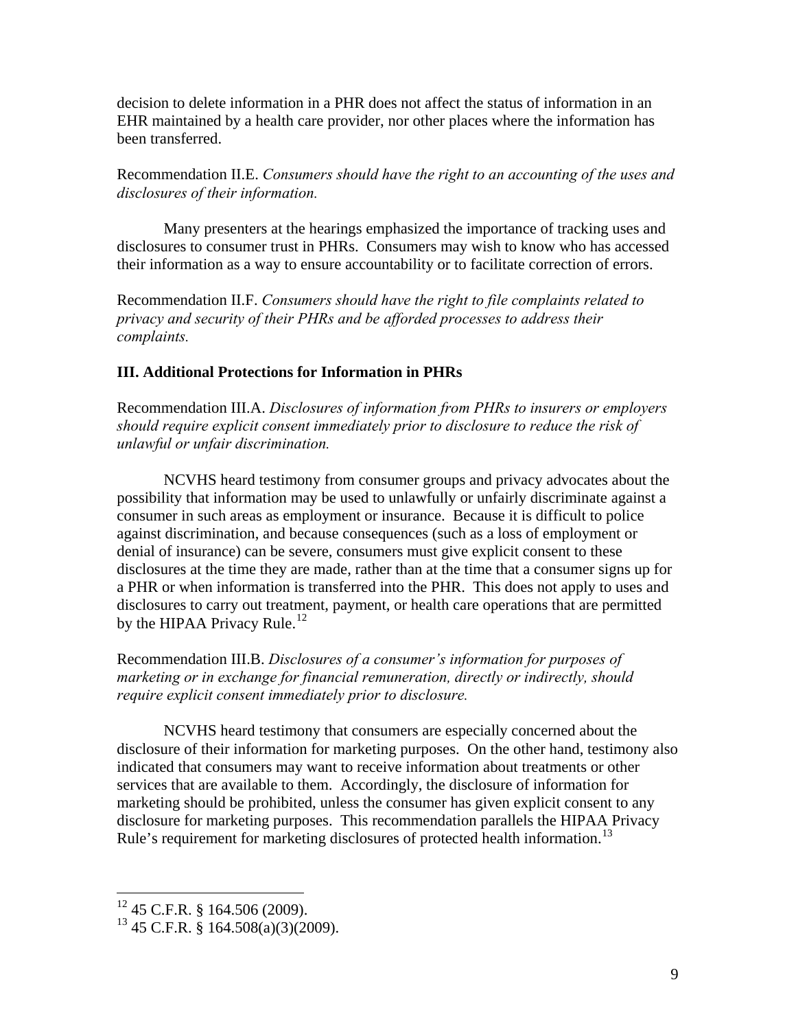decision to delete information in a PHR does not affect the status of information in an EHR maintained by a health care provider, nor other places where the information has been transferred.

Recommendation II.E. *Consumers should have the right to an accounting of the uses and disclosures of their information.*

Many presenters at the hearings emphasized the importance of tracking uses and disclosures to consumer trust in PHRs. Consumers may wish to know who has accessed their information as a way to ensure accountability or to facilitate correction of errors.

Recommendation II.F. *Consumers should have the right to file complaints related to privacy and security of their PHRs and be afforded processes to address their complaints.*

**III. Additional Protections for Information in PHRs**

Recommendation III.A. *Disclosures of information from PHRs to insurers or employers should require explicit consent immediately prior to disclosure to reduce the risk of unlawful or unfair discrimination.*

NCVHS heard testimony from consumer groups and privacy advocates about the possibility that information may be used to unlawfully or unfairly discriminate against a consumer in such areas as employment or insurance. Because it is difficult to police against discrimination, and because consequences (such as a loss of employment or denial of insurance) can be severe, consumers must give explicit consent to these disclosures at the time they are made, rather than at the time that a consumer signs up for a PHR or when information is transferred into the PHR. This does not apply to uses and disclosures to carry out treatment, payment, or health care operations that are permitted by the HIPAA Privacy Rule.[12]

Recommendation III.B. *Disclosures of a consumer's information for purposes of marketing or in exchange for financial remuneration, directly or indirectly, should require explicit consent immediately prior to disclosure.*

NCVHS heard testimony that consumers are especially concerned about the disclosure of their information for marketing purposes. On the other hand, testimony also indicated that consumers may want to receive information about treatments or other services that are available to them. Accordingly, the disclosure of information for marketing should be prohibited, unless the consumer has given explicit consent to any disclosure for marketing purposes. This recommendation parallels the HIPAA Privacy Rule's requirement for marketing disclosures of protected health information.[13]

---

[12] 45 C.F.R. § 164.506 (2009).

[13] 45 C.F.R. § 164.508(a)(3)(2009).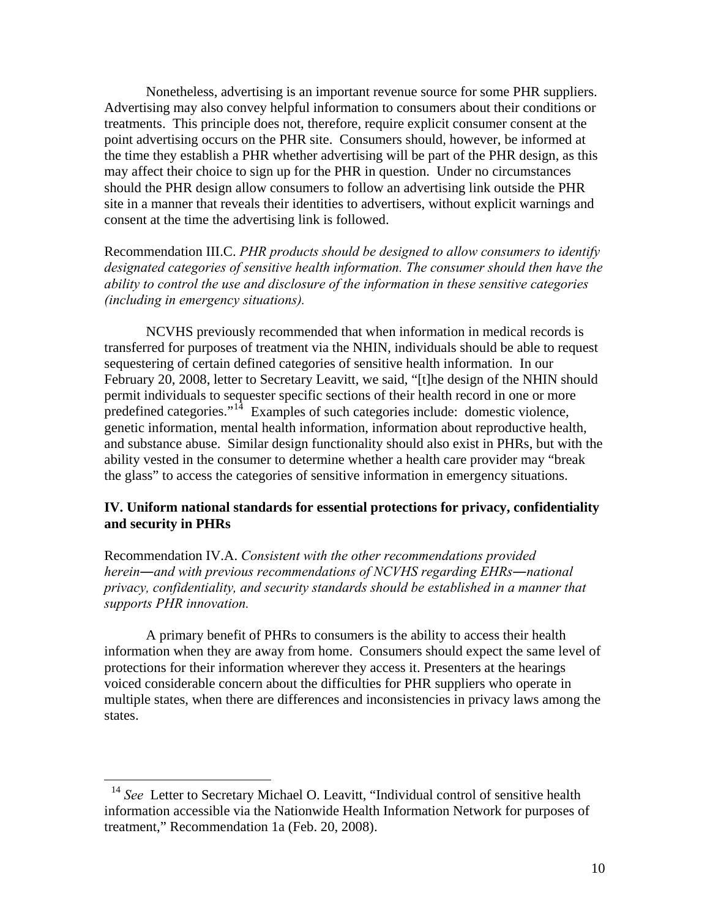Nonetheless, advertising is an important revenue source for some PHR suppliers. Advertising may also convey helpful information to consumers about their conditions or treatments. This principle does not, therefore, require explicit consumer consent at the point advertising occurs on the PHR site. Consumers should, however, be informed at the time they establish a PHR whether advertising will be part of the PHR design, as this may affect their choice to sign up for the PHR in question. Under no circumstances should the PHR design allow consumers to follow an advertising link outside the PHR site in a manner that reveals their identities to advertisers, without explicit warnings and consent at the time the advertising link is followed.

Recommendation III.C. *PHR products should be designed to allow consumers to identify designated categories of sensitive health information. The consumer should then have the ability to control the use and disclosure of the information in these sensitive categories (including in emergency situations).*

NCVHS previously recommended that when information in medical records is transferred for purposes of treatment via the NHIN, individuals should be able to request sequestering of certain defined categories of sensitive health information. In our February 20, 2008, letter to Secretary Leavitt, we said, "[t]he design of the NHIN should permit individuals to sequester specific sections of their health record in one or more predefined categories."[14] Examples of such categories include: domestic violence, genetic information, mental health information, information about reproductive health, and substance abuse. Similar design functionality should also exist in PHRs, but with the ability vested in the consumer to determine whether a health care provider may "break the glass" to access the categories of sensitive information in emergency situations.

## IV. Uniform national standards for essential protections for privacy, confidentiality and security in PHRs

Recommendation IV.A. *Consistent with the other recommendations provided herein—and with previous recommendations of NCVHS regarding EHRs—national privacy, confidentiality, and security standards should be established in a manner that supports PHR innovation.*

A primary benefit of PHRs to consumers is the ability to access their health information when they are away from home. Consumers should expect the same level of protections for their information wherever they access it. Presenters at the hearings voiced considerable concern about the difficulties for PHR suppliers who operate in multiple states, when there are differences and inconsistencies in privacy laws among the states.

---

[14] *See* Letter to Secretary Michael O. Leavitt, "Individual control of sensitive health information accessible via the Nationwide Health Information Network for purposes of treatment," Recommendation 1a (Feb. 20, 2008).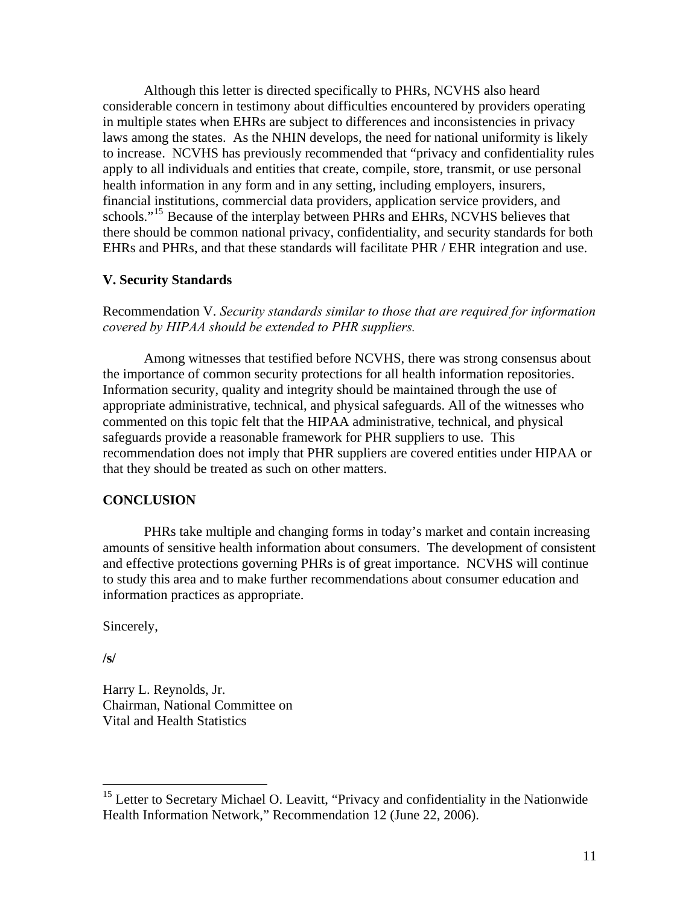Although this letter is directed specifically to PHRs, NCVHS also heard considerable concern in testimony about difficulties encountered by providers operating in multiple states when EHRs are subject to differences and inconsistencies in privacy laws among the states. As the NHIN develops, the need for national uniformity is likely to increase. NCVHS has previously recommended that "privacy and confidentiality rules apply to all individuals and entities that create, compile, store, transmit, or use personal health information in any form and in any setting, including employers, insurers, financial institutions, commercial data providers, application service providers, and schools."[15] Because of the interplay between PHRs and EHRs, NCVHS believes that there should be common national privacy, confidentiality, and security standards for both EHRs and PHRs, and that these standards will facilitate PHR / EHR integration and use.

**V. Security Standards**

Recommendation V. *Security standards similar to those that are required for information covered by HIPAA should be extended to PHR suppliers.*

Among witnesses that testified before NCVHS, there was strong consensus about the importance of common security protections for all health information repositories. Information security, quality and integrity should be maintained through the use of appropriate administrative, technical, and physical safeguards. All of the witnesses who commented on this topic felt that the HIPAA administrative, technical, and physical safeguards provide a reasonable framework for PHR suppliers to use. This recommendation does not imply that PHR suppliers are covered entities under HIPAA or that they should be treated as such on other matters.

**CONCLUSION**

PHRs take multiple and changing forms in today's market and contain increasing amounts of sensitive health information about consumers. The development of consistent and effective protections governing PHRs is of great importance. NCVHS will continue to study this area and to make further recommendations about consumer education and information practices as appropriate.

Sincerely,

**/s/**

Harry L. Reynolds, Jr.
Chairman, National Committee on
Vital and Health Statistics

---

[15] Letter to Secretary Michael O. Leavitt, "Privacy and confidentiality in the Nationwide Health Information Network," Recommendation 12 (June 22, 2006).